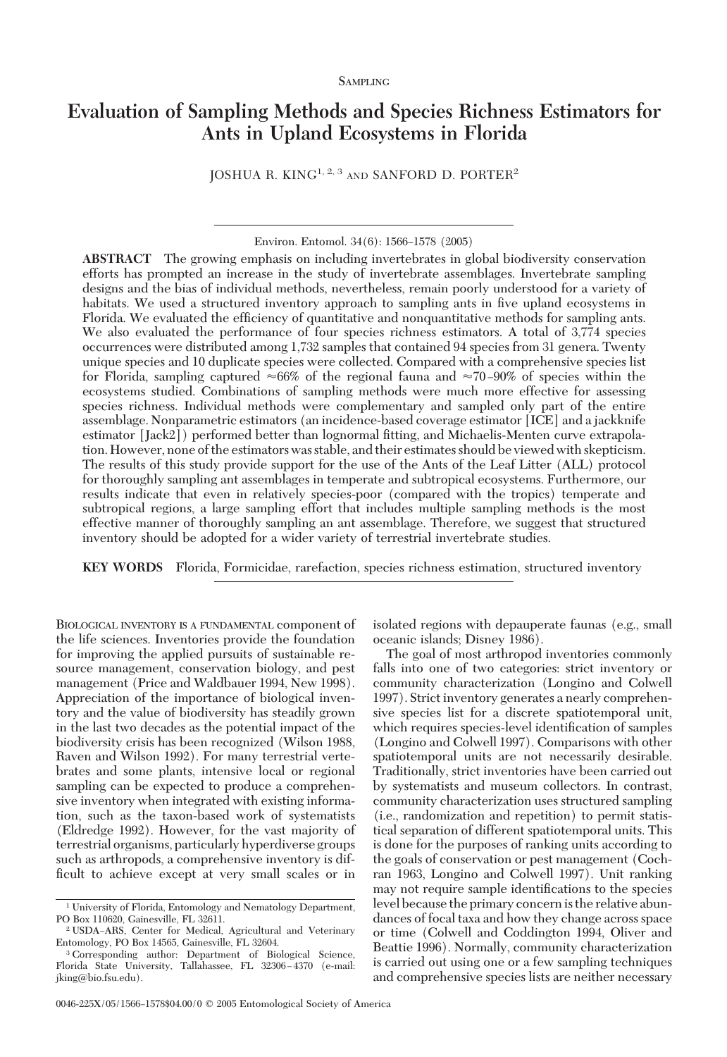SAMPLING

# Evaluation of Sampling Methods and Species Richness Estimators for Ants in Upland Ecosystems in Florida

JOSHUA R. KING[1, 2, 3] AND SANFORD D. PORTER[2]

Environ. Entomol. 34(6): 1566–1578 (2005)

**ABSTRACT** The growing emphasis on including invertebrates in global biodiversity conservation efforts has prompted an increase in the study of invertebrate assemblages. Invertebrate sampling designs and the bias of individual methods, nevertheless, remain poorly understood for a variety of habitats. We used a structured inventory approach to sampling ants in five upland ecosystems in Florida. We evaluated the efficiency of quantitative and nonquantitative methods for sampling ants. We also evaluated the performance of four species richness estimators. A total of 3,774 species occurrences were distributed among 1,732 samples that contained 94 species from 31 genera. Twenty unique species and 10 duplicate species were collected. Compared with a comprehensive species list for Florida, sampling captured ≈66% of the regional fauna and ≈70–90% of species within the ecosystems studied. Combinations of sampling methods were much more effective for assessing species richness. Individual methods were complementary and sampled only part of the entire assemblage. Nonparametric estimators (an incidence-based coverage estimator [ICE] and a jackknife estimator [Jack2]) performed better than lognormal fitting, and Michaelis-Menten curve extrapolation. However, none of the estimators was stable, and their estimates should be viewed with skepticism. The results of this study provide support for the use of the Ants of the Leaf Litter (ALL) protocol for thoroughly sampling ant assemblages in temperate and subtropical ecosystems. Furthermore, our results indicate that even in relatively species-poor (compared with the tropics) temperate and subtropical regions, a large sampling effort that includes multiple sampling methods is the most effective manner of thoroughly sampling an ant assemblage. Therefore, we suggest that structured inventory should be adopted for a wider variety of terrestrial invertebrate studies.

**KEY WORDS** Florida, Formicidae, rarefaction, species richness estimation, structured inventory

BIOLOGICAL INVENTORY IS A FUNDAMENTAL component of the life sciences. Inventories provide the foundation for improving the applied pursuits of sustainable resource management, conservation biology, and pest management (Price and Waldbauer 1994, New 1998). Appreciation of the importance of biological inventory and the value of biodiversity has steadily grown in the last two decades as the potential impact of the biodiversity crisis has been recognized (Wilson 1988, Raven and Wilson 1992). For many terrestrial vertebrates and some plants, intensive local or regional sampling can be expected to produce a comprehensive inventory when integrated with existing information, such as the taxon-based work of systematists (Eldredge 1992). However, for the vast majority of terrestrial organisms, particularly hyperdiverse groups such as arthropods, a comprehensive inventory is difficult to achieve except at very small scales or in isolated regions with depauperate faunas (e.g., small oceanic islands; Disney 1986).

The goal of most arthropod inventories commonly falls into one of two categories: strict inventory or community characterization (Longino and Colwell 1997). Strict inventory generates a nearly comprehensive species list for a discrete spatiotemporal unit, which requires species-level identification of samples (Longino and Colwell 1997). Comparisons with other spatiotemporal units are not necessarily desirable. Traditionally, strict inventories have been carried out by systematists and museum collectors. In contrast, community characterization uses structured sampling (i.e., randomization and repetition) to permit statistical separation of different spatiotemporal units. This is done for the purposes of ranking units according to the goals of conservation or pest management (Cochran 1963, Longino and Colwell 1997). Unit ranking may not require sample identifications to the species level because the primary concern is the relative abundances of focal taxa and how they change across space or time (Colwell and Coddington 1994, Oliver and Beattie 1996). Normally, community characterization is carried out using one or a few sampling techniques and comprehensive species lists are neither necessary

[1] University of Florida, Entomology and Nematology Department, PO Box 110620, Gainesville, FL 32611.

[2] USDA–ARS, Center for Medical, Agricultural and Veterinary Entomology, PO Box 14565, Gainesville, FL 32604.

[3] Corresponding author: Department of Biological Science, Florida State University, Tallahassee, FL 32306–4370 (e-mail: jking@bio.fsu.edu).

0046-225X/05/1566–1578$04.00/0 © 2005 Entomological Society of America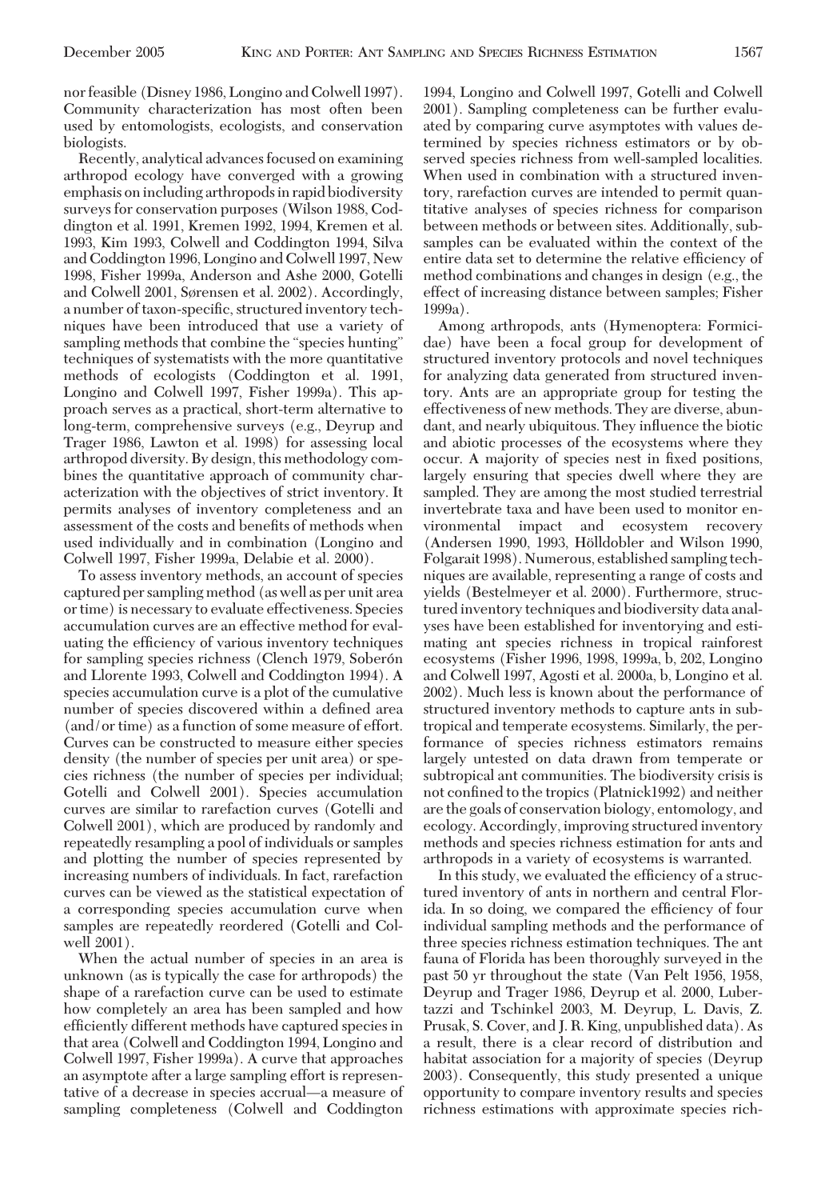nor feasible (Disney 1986, Longino and Colwell 1997). Community characterization has most often been used by entomologists, ecologists, and conservation biologists.

Recently, analytical advances focused on examining arthropod ecology have converged with a growing emphasis on including arthropods in rapid biodiversity surveys for conservation purposes (Wilson 1988, Coddington et al. 1991, Kremen 1992, 1994, Kremen et al. 1993, Kim 1993, Colwell and Coddington 1994, Silva and Coddington 1996, Longino and Colwell 1997, New 1998, Fisher 1999a, Anderson and Ashe 2000, Gotelli and Colwell 2001, Sørensen et al. 2002). Accordingly, a number of taxon-specific, structured inventory techniques have been introduced that use a variety of sampling methods that combine the "species hunting" techniques of systematists with the more quantitative methods of ecologists (Coddington et al. 1991, Longino and Colwell 1997, Fisher 1999a). This approach serves as a practical, short-term alternative to long-term, comprehensive surveys (e.g., Deyrup and Trager 1986, Lawton et al. 1998) for assessing local arthropod diversity. By design, this methodology combines the quantitative approach of community characterization with the objectives of strict inventory. It permits analyses of inventory completeness and an assessment of the costs and benefits of methods when used individually and in combination (Longino and Colwell 1997, Fisher 1999a, Delabie et al. 2000).

To assess inventory methods, an account of species captured per sampling method (as well as per unit area or time) is necessary to evaluate effectiveness. Species accumulation curves are an effective method for evaluating the efficiency of various inventory techniques for sampling species richness (Clench 1979, Soberón and Llorente 1993, Colwell and Coddington 1994). A species accumulation curve is a plot of the cumulative number of species discovered within a defined area (and/or time) as a function of some measure of effort. Curves can be constructed to measure either species density (the number of species per unit area) or species richness (the number of species per individual; Gotelli and Colwell 2001). Species accumulation curves are similar to rarefaction curves (Gotelli and Colwell 2001), which are produced by randomly and repeatedly resampling a pool of individuals or samples and plotting the number of species represented by increasing numbers of individuals. In fact, rarefaction curves can be viewed as the statistical expectation of a corresponding species accumulation curve when samples are repeatedly reordered (Gotelli and Colwell 2001).

When the actual number of species in an area is unknown (as is typically the case for arthropods) the shape of a rarefaction curve can be used to estimate how completely an area has been sampled and how efficiently different methods have captured species in that area (Colwell and Coddington 1994, Longino and Colwell 1997, Fisher 1999a). A curve that approaches an asymptote after a large sampling effort is representative of a decrease in species accrual—a measure of sampling completeness (Colwell and Coddington 1994, Longino and Colwell 1997, Gotelli and Colwell 2001). Sampling completeness can be further evaluated by comparing curve asymptotes with values determined by species richness estimators or by observed species richness from well-sampled localities. When used in combination with a structured inventory, rarefaction curves are intended to permit quantitative analyses of species richness for comparison between methods or between sites. Additionally, subsamples can be evaluated within the context of the entire data set to determine the relative efficiency of method combinations and changes in design (e.g., the effect of increasing distance between samples; Fisher 1999a).

Among arthropods, ants (Hymenoptera: Formicidae) have been a focal group for development of structured inventory protocols and novel techniques for analyzing data generated from structured inventory. Ants are an appropriate group for testing the effectiveness of new methods. They are diverse, abundant, and nearly ubiquitous. They influence the biotic and abiotic processes of the ecosystems where they occur. A majority of species nest in fixed positions, largely ensuring that species dwell where they are sampled. They are among the most studied terrestrial invertebrate taxa and have been used to monitor environmental impact and ecosystem recovery (Andersen 1990, 1993, Hölldobler and Wilson 1990, Folgarait 1998). Numerous, established sampling techniques are available, representing a range of costs and yields (Bestelmeyer et al. 2000). Furthermore, structured inventory techniques and biodiversity data analyses have been established for inventorying and estimating ant species richness in tropical rainforest ecosystems (Fisher 1996, 1998, 1999a, b, 202, Longino and Colwell 1997, Agosti et al. 2000a, b, Longino et al. 2002). Much less is known about the performance of structured inventory methods to capture ants in subtropical and temperate ecosystems. Similarly, the performance of species richness estimators remains largely untested on data drawn from temperate or subtropical ant communities. The biodiversity crisis is not confined to the tropics (Platnick1992) and neither are the goals of conservation biology, entomology, and ecology. Accordingly, improving structured inventory methods and species richness estimation for ants and arthropods in a variety of ecosystems is warranted.

In this study, we evaluated the efficiency of a structured inventory of ants in northern and central Florida. In so doing, we compared the efficiency of four individual sampling methods and the performance of three species richness estimation techniques. The ant fauna of Florida has been thoroughly surveyed in the past 50 yr throughout the state (Van Pelt 1956, 1958, Deyrup and Trager 1986, Deyrup et al. 2000, Lubertazzi and Tschinkel 2003, M. Deyrup, L. Davis, Z. Prusak, S. Cover, and J. R. King, unpublished data). As a result, there is a clear record of distribution and habitat association for a majority of species (Deyrup 2003). Consequently, this study presented a unique opportunity to compare inventory results and species richness estimations with approximate species rich-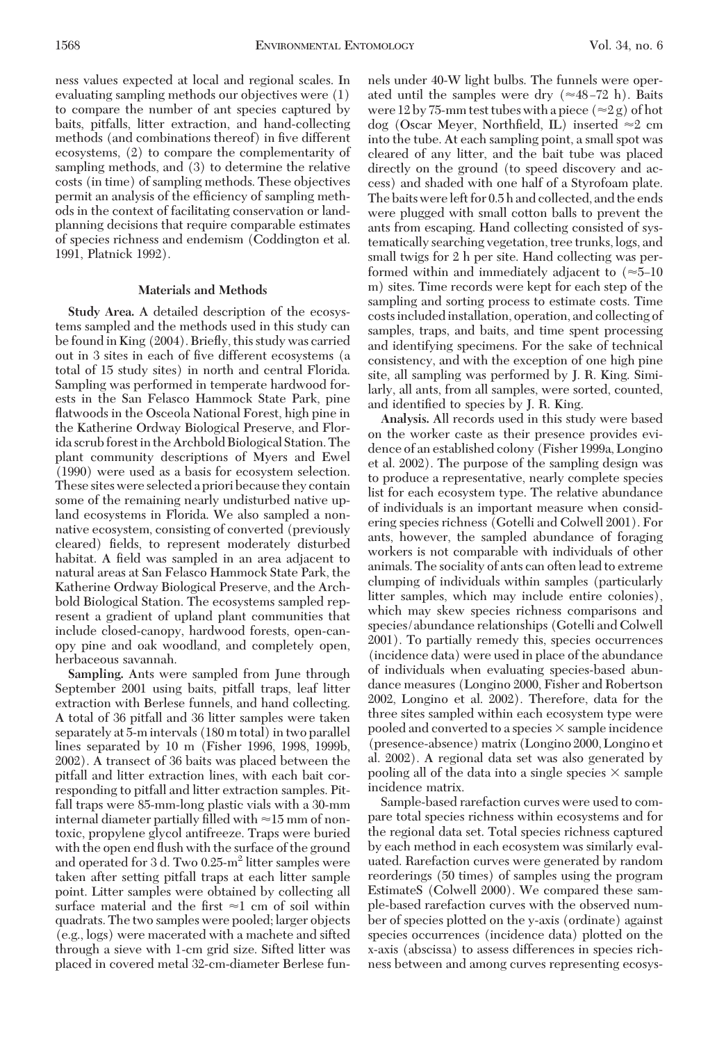ness values expected at local and regional scales. In evaluating sampling methods our objectives were (1) to compare the number of ant species captured by baits, pitfalls, litter extraction, and hand-collecting methods (and combinations thereof) in five different ecosystems, (2) to compare the complementarity of sampling methods, and (3) to determine the relative costs (in time) of sampling methods. These objectives permit an analysis of the efficiency of sampling methods in the context of facilitating conservation or land-planning decisions that require comparable estimates of species richness and endemism (Coddington et al. 1991, Platnick 1992).

## Materials and Methods

**Study Area.** A detailed description of the ecosystems sampled and the methods used in this study can be found in King (2004). Briefly, this study was carried out in 3 sites in each of five different ecosystems (a total of 15 study sites) in north and central Florida. Sampling was performed in temperate hardwood forests in the San Felasco Hammock State Park, pine flatwoods in the Osceola National Forest, high pine in the Katherine Ordway Biological Preserve, and Florida scrub forest in the Archbold Biological Station. The plant community descriptions of Myers and Ewel (1990) were used as a basis for ecosystem selection. These sites were selected a priori because they contain some of the remaining nearly undisturbed native upland ecosystems in Florida. We also sampled a nonnative ecosystem, consisting of converted (previously cleared) fields, to represent moderately disturbed habitat. A field was sampled in an area adjacent to natural areas at San Felasco Hammock State Park, the Katherine Ordway Biological Preserve, and the Archbold Biological Station. The ecosystems sampled represent a gradient of upland plant communities that include closed-canopy, hardwood forests, open-canopy pine and oak woodland, and completely open, herbaceous savannah.

**Sampling.** Ants were sampled from June through September 2001 using baits, pitfall traps, leaf litter extraction with Berlese funnels, and hand collecting. A total of 36 pitfall and 36 litter samples were taken separately at 5-m intervals (180 m total) in two parallel lines separated by 10 m (Fisher 1996, 1998, 1999b, 2002). A transect of 36 baits was placed between the pitfall and litter extraction lines, with each bait corresponding to pitfall and litter extraction samples. Pitfall traps were 85-mm-long plastic vials with a 30-mm internal diameter partially filled with ≈15 mm of nontoxic, propylene glycol antifreeze. Traps were buried with the open end flush with the surface of the ground and operated for 3 d. Two 0.25-$m^2$ litter samples were taken after setting pitfall traps at each litter sample point. Litter samples were obtained by collecting all surface material and the first ≈1 cm of soil within quadrats. The two samples were pooled; larger objects (e.g., logs) were macerated with a machete and sifted through a sieve with 1-cm grid size. Sifted litter was placed in covered metal 32-cm-diameter Berlese funnels under 40-W light bulbs. The funnels were operated until the samples were dry (≈48–72 h). Baits were 12 by 75-mm test tubes with a piece (≈2 g) of hot dog (Oscar Meyer, Northfield, IL) inserted ≈2 cm into the tube. At each sampling point, a small spot was cleared of any litter, and the bait tube was placed directly on the ground (to speed discovery and access) and shaded with one half of a Styrofoam plate. The baits were left for 0.5 h and collected, and the ends were plugged with small cotton balls to prevent the ants from escaping. Hand collecting consisted of systematically searching vegetation, tree trunks, logs, and small twigs for 2 h per site. Hand collecting was performed within and immediately adjacent to (≈5–10 m) sites. Time records were kept for each step of the sampling and sorting process to estimate costs. Time costs included installation, operation, and collecting of samples, traps, and baits, and time spent processing and identifying specimens. For the sake of technical consistency, and with the exception of one high pine site, all sampling was performed by J. R. King. Similarly, all ants, from all samples, were sorted, counted, and identified to species by J. R. King.

**Analysis.** All records used in this study were based on the worker caste as their presence provides evidence of an established colony (Fisher 1999a, Longino et al. 2002). The purpose of the sampling design was to produce a representative, nearly complete species list for each ecosystem type. The relative abundance of individuals is an important measure when considering species richness (Gotelli and Colwell 2001). For ants, however, the sampled abundance of foraging workers is not comparable with individuals of other animals. The sociality of ants can often lead to extreme clumping of individuals within samples (particularly litter samples, which may include entire colonies), which may skew species richness comparisons and species/abundance relationships (Gotelli and Colwell 2001). To partially remedy this, species occurrences (incidence data) were used in place of the abundance of individuals when evaluating species-based abundance measures (Longino 2000, Fisher and Robertson 2002, Longino et al. 2002). Therefore, data for the three sites sampled within each ecosystem type were pooled and converted to a species × sample incidence (presence-absence) matrix (Longino 2000, Longino et al. 2002). A regional data set was also generated by pooling all of the data into a single species × sample incidence matrix.

Sample-based rarefaction curves were used to compare total species richness within ecosystems and for the regional data set. Total species richness captured by each method in each ecosystem was similarly evaluated. Rarefaction curves were generated by random reorderings (50 times) of samples using the program EstimateS (Colwell 2000). We compared these sample-based rarefaction curves with the observed number of species plotted on the y-axis (ordinate) against species occurrences (incidence data) plotted on the x-axis (abscissa) to assess differences in species richness between and among curves representing ecosys-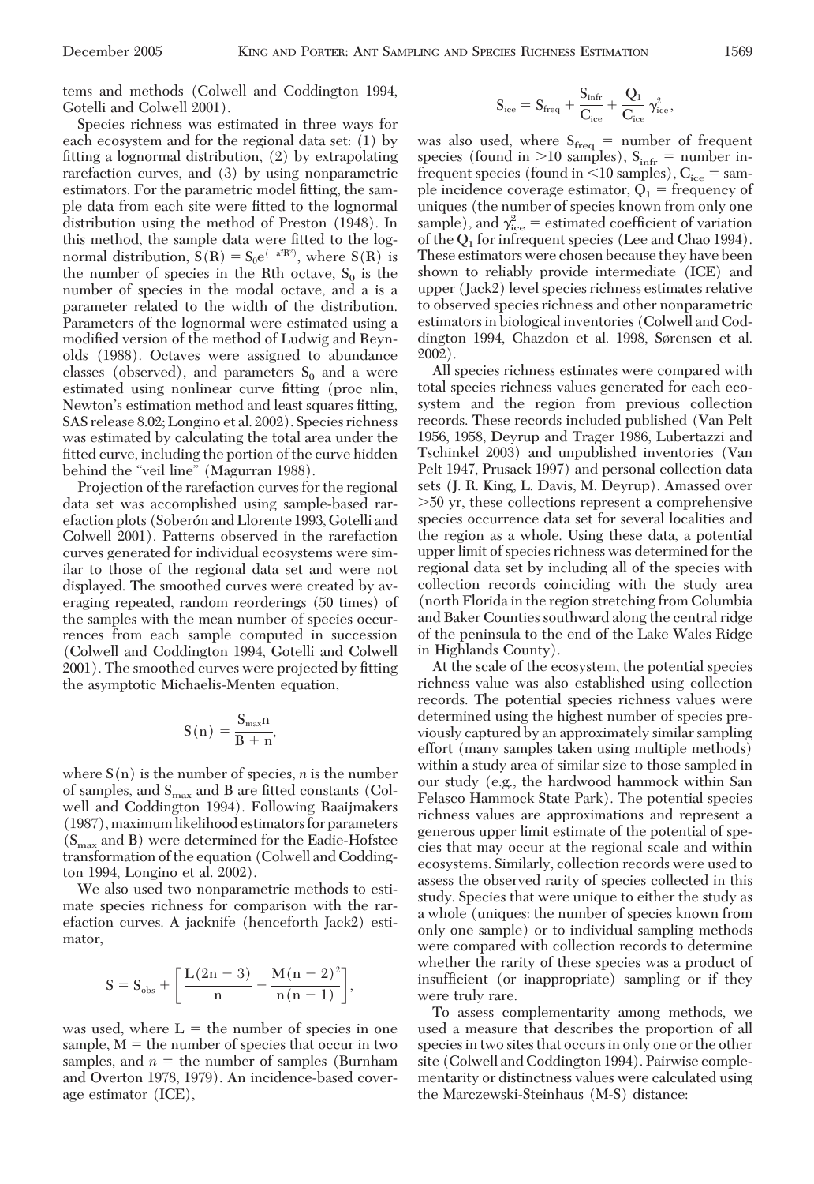tems and methods (Colwell and Coddington 1994, Gotelli and Colwell 2001).

Species richness was estimated in three ways for each ecosystem and for the regional data set: (1) by fitting a lognormal distribution, (2) by extrapolating rarefaction curves, and (3) by using nonparametric estimators. For the parametric model fitting, the sample data from each site were fitted to the lognormal distribution using the method of Preston (1948). In this method, the sample data were fitted to the lognormal distribution, $S(R) = S_0 e^{(-a^2R^2)}$, where $S(R)$ is the number of species in the Rth octave, $S_0$ is the number of species in the modal octave, and a is a parameter related to the width of the distribution. Parameters of the lognormal were estimated using a modified version of the method of Ludwig and Reynolds (1988). Octaves were assigned to abundance classes (observed), and parameters $S_0$ and a were estimated using nonlinear curve fitting (proc nlin, Newton's estimation method and least squares fitting, SAS release 8.02; Longino et al. 2002). Species richness was estimated by calculating the total area under the fitted curve, including the portion of the curve hidden behind the "veil line" (Magurran 1988).

Projection of the rarefaction curves for the regional data set was accomplished using sample-based rarefaction plots (Soberón and Llorente 1993, Gotelli and Colwell 2001). Patterns observed in the rarefaction curves generated for individual ecosystems were similar to those of the regional data set and were not displayed. The smoothed curves were created by averaging repeated, random reorderings (50 times) of the samples with the mean number of species occurrences from each sample computed in succession (Colwell and Coddington 1994, Gotelli and Colwell 2001). The smoothed curves were projected by fitting the asymptotic Michaelis-Menten equation,

$$S(n) = \frac{S_{max} n}{B + n},$$

where $S(n)$ is the number of species, $n$ is the number of samples, and $S_{max}$ and B are fitted constants (Colwell and Coddington 1994). Following Raaijmakers (1987), maximum likelihood estimators for parameters ($S_{max}$ and B) were determined for the Eadie-Hofstee transformation of the equation (Colwell and Coddington 1994, Longino et al. 2002).

We also used two nonparametric methods to estimate species richness for comparison with the rarefaction curves. A jacknife (henceforth Jack2) estimator,

$$S = S_{obs} + \left[\frac{L(2n - 3)}{n} - \frac{M(n - 2)^2}{n(n - 1)}\right],$$

was used, where L = the number of species in one sample, M = the number of species that occur in two samples, and $n$ = the number of samples (Burnham and Overton 1978, 1979). An incidence-based coverage estimator (ICE),

$$S_{ice} = S_{freq} + \frac{S_{infr}}{C_{ice}} + \frac{Q_1}{C_{ice}} \gamma^2_{ice},$$

was also used, where $S_{freq}$ = number of frequent species (found in >10 samples), $S_{infr}$ = number infrequent species (found in <10 samples), $C_{ice}$ = sample incidence coverage estimator, $Q_1$ = frequency of uniques (the number of species known from only one sample), and $\gamma^2_{ice}$ = estimated coefficient of variation of the $Q_1$ for infrequent species (Lee and Chao 1994). These estimators were chosen because they have been shown to reliably provide intermediate (ICE) and upper (Jack2) level species richness estimates relative to observed species richness and other nonparametric estimators in biological inventories (Colwell and Coddington 1994, Chazdon et al. 1998, Sørensen et al. 2002).

All species richness estimates were compared with total species richness values generated for each ecosystem and the region from previous collection records. These records included published (Van Pelt 1956, 1958, Deyrup and Trager 1986, Lubertazzi and Tschinkel 2003) and unpublished inventories (Van Pelt 1947, Prusack 1997) and personal collection data sets (J. R. King, L. Davis, M. Deyrup). Amassed over >50 yr, these collections represent a comprehensive species occurrence data set for several localities and the region as a whole. Using these data, a potential upper limit of species richness was determined for the regional data set by including all of the species with collection records coinciding with the study area (north Florida in the region stretching from Columbia and Baker Counties southward along the central ridge of the peninsula to the end of the Lake Wales Ridge in Highlands County).

At the scale of the ecosystem, the potential species richness value was also established using collection records. The potential species richness values were determined using the highest number of species previously captured by an approximately similar sampling effort (many samples taken using multiple methods) within a study area of similar size to those sampled in our study (e.g., the hardwood hammock within San Felasco Hammock State Park). The potential species richness values are approximations and represent a generous upper limit estimate of the potential of species that may occur at the regional scale and within ecosystems. Similarly, collection records were used to assess the observed rarity of species collected in this study. Species that were unique to either the study as a whole (uniques: the number of species known from only one sample) or to individual sampling methods were compared with collection records to determine whether the rarity of these species was a product of insufficient (or inappropriate) sampling or if they were truly rare.

To assess complementarity among methods, we used a measure that describes the proportion of all species in two sites that occurs in only one or the other site (Colwell and Coddington 1994). Pairwise complementarity or distinctness values were calculated using the Marczewski-Steinhaus (M-S) distance: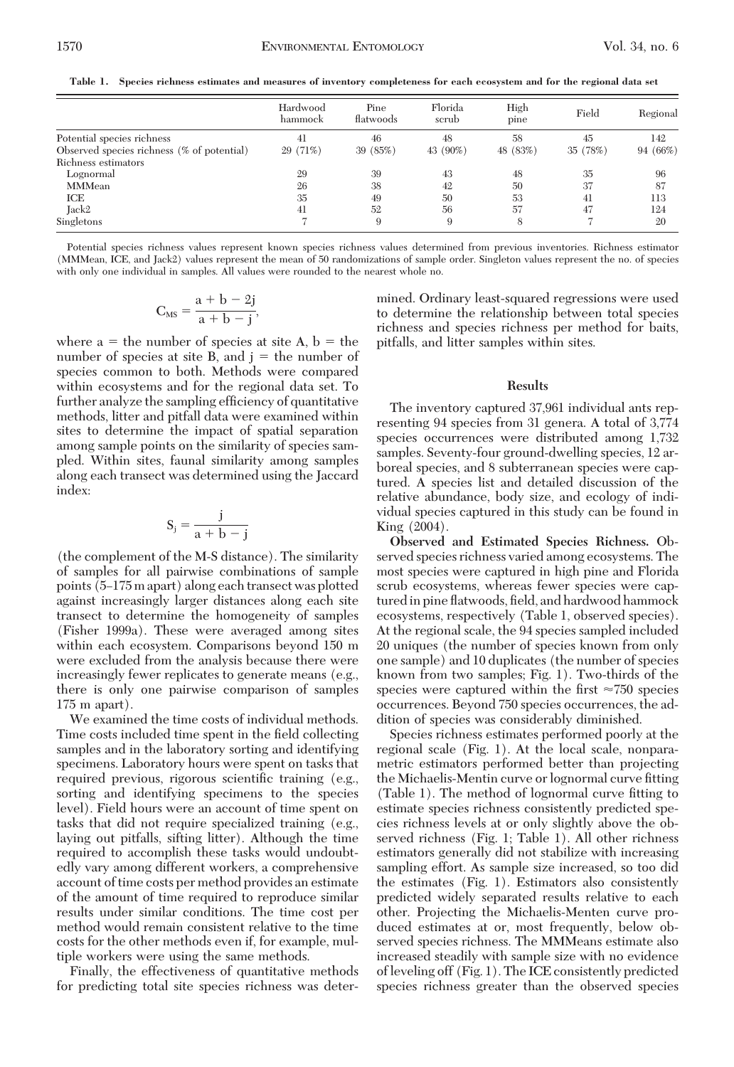**Table 1. Species richness estimates and measures of inventory completeness for each ecosystem and for the regional data set**

| | Hardwood hammock | Pine flatwoods | Florida scrub | High pine | Field | Regional |
|---|---|---|---|---|---|---|
| Potential species richness | 41 | 46 | 48 | 58 | 45 | 142 |
| Observed species richness (% of potential) | 29 (71%) | 39 (85%) | 43 (90%) | 48 (83%) | 35 (78%) | 94 (66%) |
| Richness estimators | | | | | | |
| Lognormal | 29 | 39 | 43 | 48 | 35 | 96 |
| MMMean | 26 | 38 | 42 | 50 | 37 | 87 |
| ICE | 35 | 49 | 50 | 53 | 41 | 113 |
| Jack2 | 41 | 52 | 56 | 57 | 47 | 124 |
| Singletons | 7 | 9 | 9 | 8 | 7 | 20 |

Potential species richness values represent known species richness values determined from previous inventories. Richness estimator (MMMean, ICE, and Jack2) values represent the mean of 50 randomizations of sample order. Singleton values represent the no. of species with only one individual in samples. All values were rounded to the nearest whole no.

$$C_{MS} = \frac{a + b - 2j}{a + b - j},$$

where a = the number of species at site A, b = the number of species at site B, and j = the number of species common to both. Methods were compared within ecosystems and for the regional data set. To further analyze the sampling efficiency of quantitative methods, litter and pitfall data were examined within sites to determine the impact of spatial separation among sample points on the similarity of species sampled. Within sites, faunal similarity among samples along each transect was determined using the Jaccard index:

$$S_j = \frac{j}{a + b - j}$$

(the complement of the M-S distance). The similarity of samples for all pairwise combinations of sample points (5–175 m apart) along each transect was plotted against increasingly larger distances along each site transect to determine the homogeneity of samples (Fisher 1999a). These were averaged among sites within each ecosystem. Comparisons beyond 150 m were excluded from the analysis because there were increasingly fewer replicates to generate means (e.g., there is only one pairwise comparison of samples 175 m apart).

We examined the time costs of individual methods. Time costs included time spent in the field collecting samples and in the laboratory sorting and identifying specimens. Laboratory hours were spent on tasks that required previous, rigorous scientific training (e.g., sorting and identifying specimens to the species level). Field hours were an account of time spent on tasks that did not require specialized training (e.g., laying out pitfalls, sifting litter). Although the time required to accomplish these tasks would undoubtedly vary among different workers, a comprehensive account of time costs per method provides an estimate of the amount of time required to reproduce similar results under similar conditions. The time cost per method would remain consistent relative to the time costs for the other methods even if, for example, multiple workers were using the same methods.

Finally, the effectiveness of quantitative methods for predicting total site species richness was determined. Ordinary least-squared regressions were used to determine the relationship between total species richness and species richness per method for baits, pitfalls, and litter samples within sites.

## Results

The inventory captured 37,961 individual ants representing 94 species from 31 genera. A total of 3,774 species occurrences were distributed among 1,732 samples. Seventy-four ground-dwelling species, 12 arboreal species, and 8 subterranean species were captured. A species list and detailed discussion of the relative abundance, body size, and ecology of individual species captured in this study can be found in King (2004).

**Observed and Estimated Species Richness.** Observed species richness varied among ecosystems. The most species were captured in high pine and Florida scrub ecosystems, whereas fewer species were captured in pine flatwoods, field, and hardwood hammock ecosystems, respectively (Table 1, observed species). At the regional scale, the 94 species sampled included 20 uniques (the number of species known from only one sample) and 10 duplicates (the number of species known from two samples; Fig. 1). Two-thirds of the species were captured within the first ≈750 species occurrences. Beyond 750 species occurrences, the addition of species was considerably diminished.

Species richness estimates performed poorly at the regional scale (Fig. 1). At the local scale, nonparametric estimators performed better than projecting the Michaelis-Mentin curve or lognormal curve fitting (Table 1). The method of lognormal curve fitting to estimate species richness consistently predicted species richness levels at or only slightly above the observed richness (Fig. 1; Table 1). All other richness estimators generally did not stabilize with increasing sampling effort. As sample size increased, so too did the estimates (Fig. 1). Estimators also consistently predicted widely separated results relative to each other. Projecting the Michaelis-Menten curve produced estimates at or, most frequently, below observed species richness. The MMMeans estimate also increased steadily with sample size with no evidence of leveling off (Fig. 1). The ICE consistently predicted species richness greater than the observed species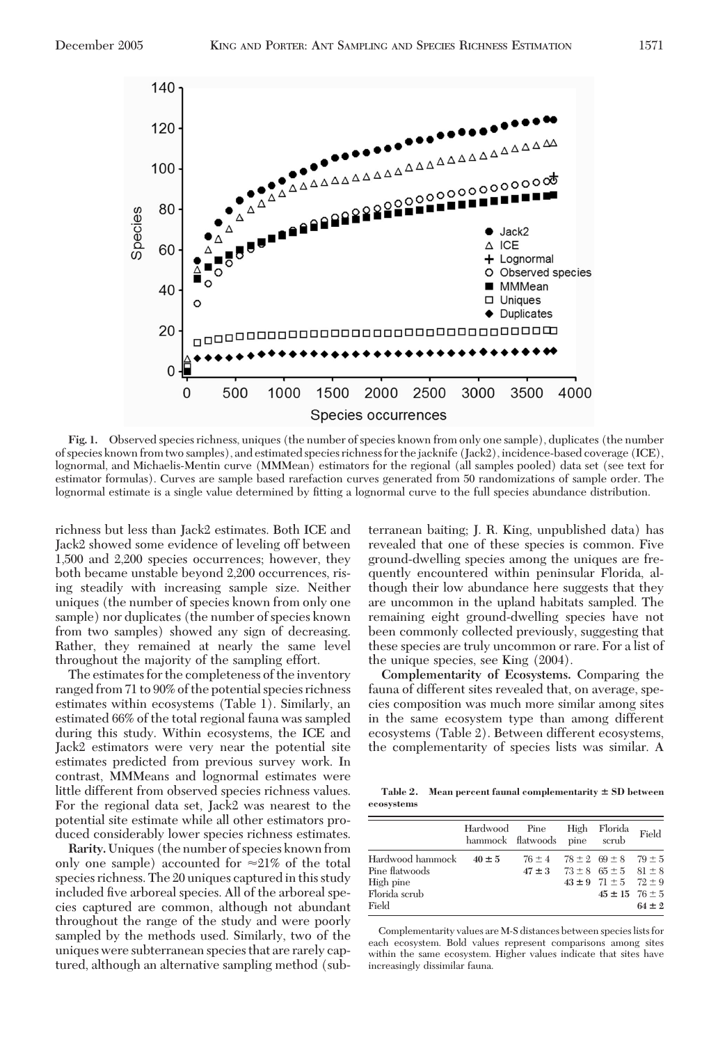Fig. 1. Observed species richness, uniques (the number of species known from only one sample), duplicates (the number of species known from two samples), and estimated species richness for the jacknife (Jack2), incidence-based coverage (ICE), lognormal, and Michaelis-Mentin curve (MMMean) estimators for the regional (all samples pooled) data set (see text for estimator formulas). Curves are sample based rarefaction curves generated from 50 randomizations of sample order. The lognormal estimate is a single value determined by fitting a lognormal curve to the full species abundance distribution.

richness but less than Jack2 estimates. Both ICE and Jack2 showed some evidence of leveling off between 1,500 and 2,200 species occurrences; however, they both became unstable beyond 2,200 occurrences, rising steadily with increasing sample size. Neither uniques (the number of species known from only one sample) nor duplicates (the number of species known from two samples) showed any sign of decreasing. Rather, they remained at nearly the same level throughout the majority of the sampling effort.

The estimates for the completeness of the inventory ranged from 71 to 90% of the potential species richness estimates within ecosystems (Table 1). Similarly, an estimated 66% of the total regional fauna was sampled during this study. Within ecosystems, the ICE and Jack2 estimators were very near the potential site estimates predicted from previous survey work. In contrast, MMMeans and lognormal estimates were little different from observed species richness values. For the regional data set, Jack2 was nearest to the potential site estimate while all other estimators produced considerably lower species richness estimates.

**Rarity.** Uniques (the number of species known from only one sample) accounted for ≈21% of the total species richness. The 20 uniques captured in this study included five arboreal species. All of the arboreal species captured are common, although not abundant throughout the range of the study and were poorly sampled by the methods used. Similarly, two of the uniques were subterranean species that are rarely captured, although an alternative sampling method (subterranean baiting; J. R. King, unpublished data) has revealed that one of these species is common. Five ground-dwelling species among the uniques are frequently encountered within peninsular Florida, although their low abundance here suggests that they are uncommon in the upland habitats sampled. The remaining eight ground-dwelling species have not been commonly collected previously, suggesting that these species are truly uncommon or rare. For a list of the unique species, see King (2004).

**Complementarity of Ecosystems.** Comparing the fauna of different sites revealed that, on average, species composition was much more similar among sites in the same ecosystem type than among different ecosystems (Table 2). Between different ecosystems, the complementarity of species lists was similar. A

**Table 2. Mean percent faunal complementarity ± SD between ecosystems**

| | Hardwood hammock | Pine flatwoods | High pine | Florida scrub | Field |
|---|---|---|---|---|---|
| Hardwood hammock | **40 ± 5** | 76 ± 4 | 78 ± 2 | 69 ± 8 | 79 ± 5 |
| Pine flatwoods | | **47 ± 3** | 73 ± 8 | 65 ± 5 | 81 ± 8 |
| High pine | | | **43 ± 9** | 71 ± 5 | 72 ± 9 |
| Florida scrub | | | | **45 ± 15** | 76 ± 5 |
| Field | | | | | **64 ± 2** |

Complementarity values are M-S distances between species lists for each ecosystem. Bold values represent comparisons among sites within the same ecosystem. Higher values indicate that sites have increasingly dissimilar fauna.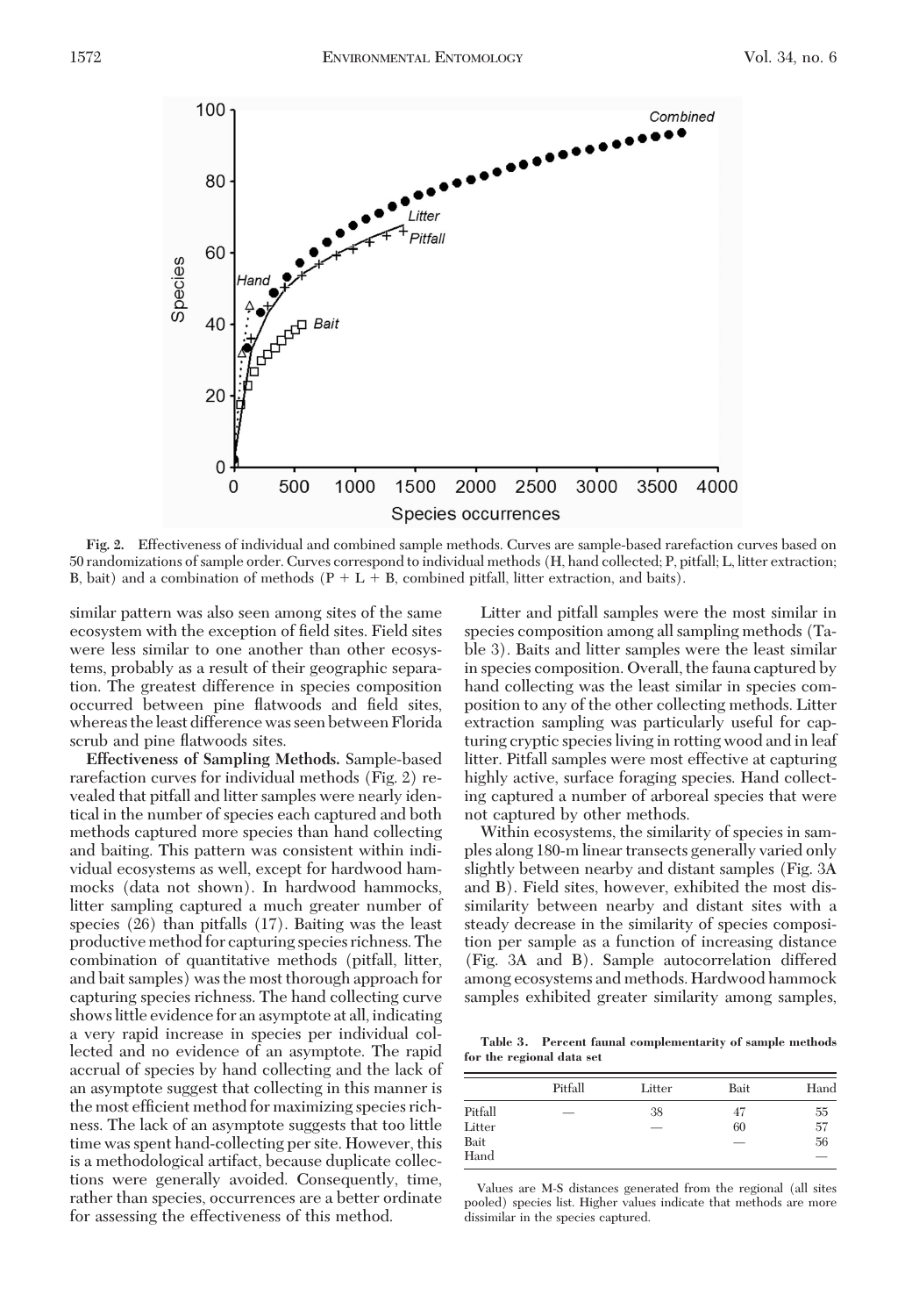Fig. 2. Effectiveness of individual and combined sample methods. Curves are sample-based rarefaction curves based on 50 randomizations of sample order. Curves correspond to individual methods (H, hand collected; P, pitfall; L, litter extraction; B, bait) and a combination of methods (P + L + B, combined pitfall, litter extraction, and baits).

similar pattern was also seen among sites of the same ecosystem with the exception of field sites. Field sites were less similar to one another than other ecosystems, probably as a result of their geographic separation. The greatest difference in species composition occurred between pine flatwoods and field sites, whereas the least difference was seen between Florida scrub and pine flatwoods sites.

**Effectiveness of Sampling Methods.** Sample-based rarefaction curves for individual methods (Fig. 2) revealed that pitfall and litter samples were nearly identical in the number of species each captured and both methods captured more species than hand collecting and baiting. This pattern was consistent within individual ecosystems as well, except for hardwood hammocks (data not shown). In hardwood hammocks, litter sampling captured a much greater number of species (26) than pitfalls (17). Baiting was the least productive method for capturing species richness. The combination of quantitative methods (pitfall, litter, and bait samples) was the most thorough approach for capturing species richness. The hand collecting curve shows little evidence for an asymptote at all, indicating a very rapid increase in species per individual collected and no evidence of an asymptote. The rapid accrual of species by hand collecting and the lack of an asymptote suggest that collecting in this manner is the most efficient method for maximizing species richness. The lack of an asymptote suggests that too little time was spent hand-collecting per site. However, this is a methodological artifact, because duplicate collections were generally avoided. Consequently, time, rather than species, occurrences are a better ordinate for assessing the effectiveness of this method.

Litter and pitfall samples were the most similar in species composition among all sampling methods (Table 3). Baits and litter samples were the least similar in species composition. Overall, the fauna captured by hand collecting was the least similar in species composition to any of the other collecting methods. Litter extraction sampling was particularly useful for capturing cryptic species living in rotting wood and in leaf litter. Pitfall samples were most effective at capturing highly active, surface foraging species. Hand collecting captured a number of arboreal species that were not captured by other methods.

Within ecosystems, the similarity of species in samples along 180-m linear transects generally varied only slightly between nearby and distant samples (Fig. 3A and B). Field sites, however, exhibited the most dissimilarity between nearby and distant sites with a steady decrease in the similarity of species composition per sample as a function of increasing distance (Fig. 3A and B). Sample autocorrelation differed among ecosystems and methods. Hardwood hammock samples exhibited greater similarity among samples,

**Table 3. Percent faunal complementarity of sample methods for the regional data set**

| | Pitfall | Litter | Bait | Hand |
|---|---|---|---|---|
| Pitfall | — | 38 | 47 | 55 |
| Litter | | — | 60 | 57 |
| Bait | | | — | 56 |
| Hand | | | | — |

Values are M-S distances generated from the regional (all sites pooled) species list. Higher values indicate that methods are more dissimilar in the species captured.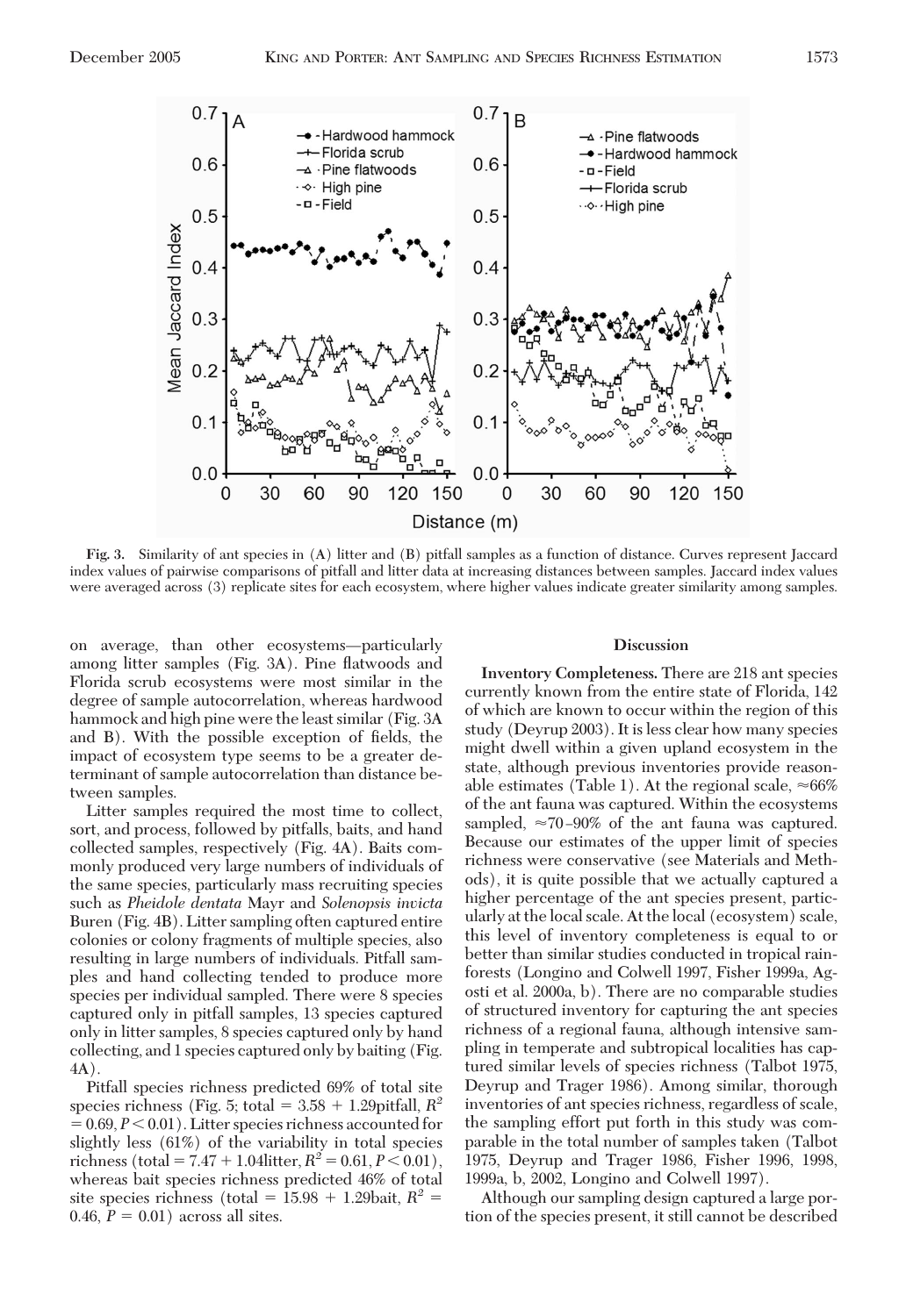Fig. 3. Similarity of ant species in (A) litter and (B) pitfall samples as a function of distance. Curves represent Jaccard index values of pairwise comparisons of pitfall and litter data at increasing distances between samples. Jaccard index values were averaged across (3) replicate sites for each ecosystem, where higher values indicate greater similarity among samples.

on average, than other ecosystems—particularly among litter samples (Fig. 3A). Pine flatwoods and Florida scrub ecosystems were most similar in the degree of sample autocorrelation, whereas hardwood hammock and high pine were the least similar (Fig. 3A and B). With the possible exception of fields, the impact of ecosystem type seems to be a greater determinant of sample autocorrelation than distance between samples.

Litter samples required the most time to collect, sort, and process, followed by pitfalls, baits, and hand collected samples, respectively (Fig. 4A). Baits commonly produced very large numbers of individuals of the same species, particularly mass recruiting species such as *Pheidole dentata* Mayr and *Solenopsis invicta* Buren (Fig. 4B). Litter sampling often captured entire colonies or colony fragments of multiple species, also resulting in large numbers of individuals. Pitfall samples and hand collecting tended to produce more species per individual sampled. There were 8 species captured only in pitfall samples, 13 species captured only in litter samples, 8 species captured only by hand collecting, and 1 species captured only by baiting (Fig. 4A).

Pitfall species richness predicted 69% of total site species richness (Fig. 5; total = 3.58 + 1.29pitfall, $R^2 = 0.69$, $P < 0.01$). Litter species richness accounted for slightly less (61%) of the variability in total species richness (total = 7.47 + 1.04litter, $R^2 = 0.61$, $P < 0.01$), whereas bait species richness predicted 46% of total site species richness (total = 15.98 + 1.29bait, $R^2 = 0.46$, $P = 0.01$) across all sites.

## Discussion

**Inventory Completeness.** There are 218 ant species currently known from the entire state of Florida, 142 of which are known to occur within the region of this study (Deyrup 2003). It is less clear how many species might dwell within a given upland ecosystem in the state, although previous inventories provide reasonable estimates (Table 1). At the regional scale, ≈66% of the ant fauna was captured. Within the ecosystems sampled, ≈70–90% of the ant fauna was captured. Because our estimates of the upper limit of species richness were conservative (see Materials and Methods), it is quite possible that we actually captured a higher percentage of the ant species present, particularly at the local scale. At the local (ecosystem) scale, this level of inventory completeness is equal to or better than similar studies conducted in tropical rainforests (Longino and Colwell 1997, Fisher 1999a, Agosti et al. 2000a, b). There are no comparable studies of structured inventory for capturing the ant species richness of a regional fauna, although intensive sampling in temperate and subtropical localities has captured similar levels of species richness (Talbot 1975, Deyrup and Trager 1986). Among similar, thorough inventories of ant species richness, regardless of scale, the sampling effort put forth in this study was comparable in the total number of samples taken (Talbot 1975, Deyrup and Trager 1986, Fisher 1996, 1998, 1999a, b, 2002, Longino and Colwell 1997).

Although our sampling design captured a large portion of the species present, it still cannot be described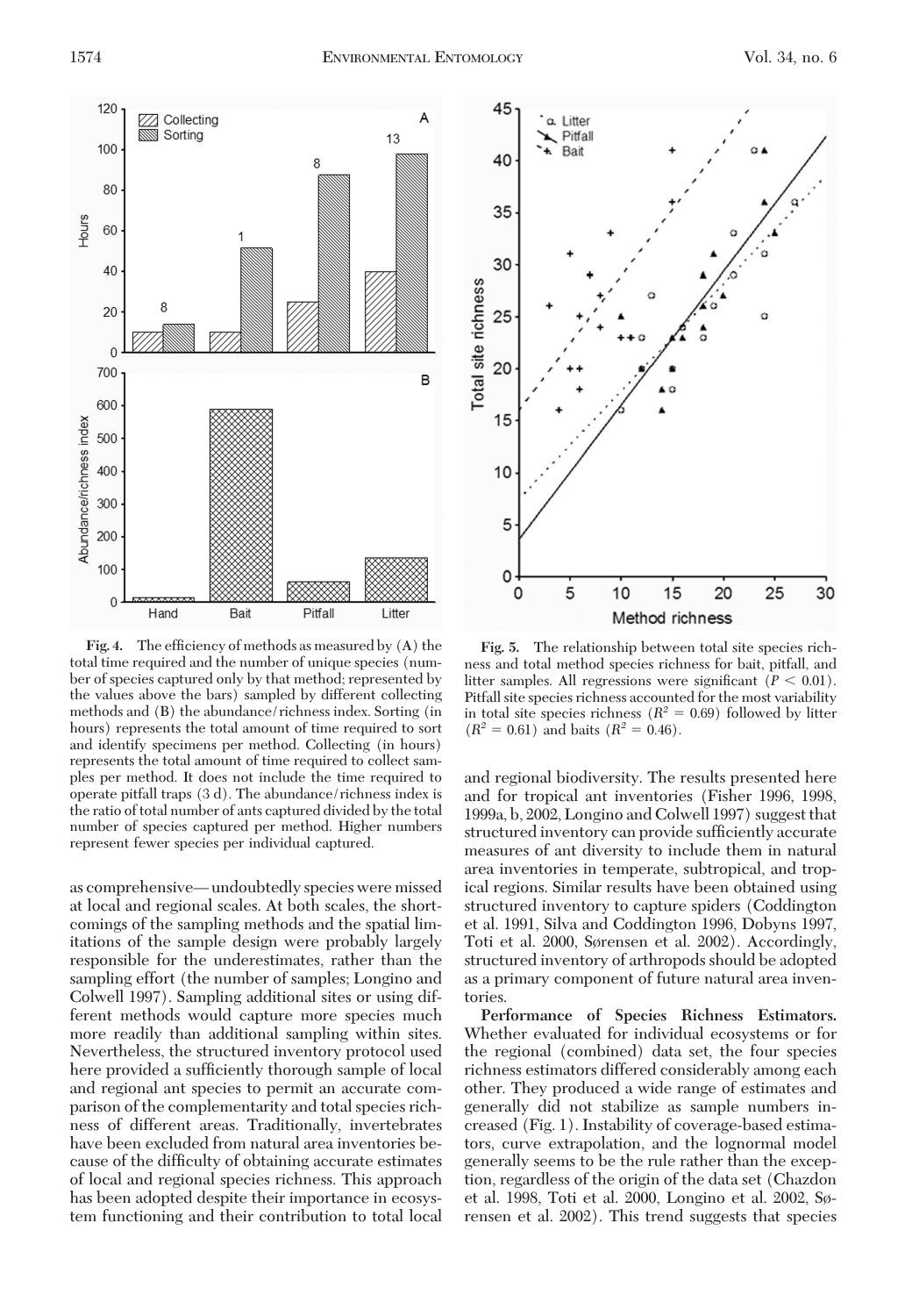Fig. 4. The efficiency of methods as measured by (A) the total time required and the number of unique species (number of species captured only by that method; represented by the values above the bars) sampled by different collecting methods and (B) the abundance/richness index. Sorting (in hours) represents the total amount of time required to sort and identify specimens per method. Collecting (in hours) represents the total amount of time required to collect samples per method. It does not include the time required to operate pitfall traps (3 d). The abundance/richness index is the ratio of total number of ants captured divided by the total number of species captured per method. Higher numbers represent fewer species per individual captured.

Fig. 5. The relationship between total site species richness and total method species richness for bait, pitfall, and litter samples. All regressions were significant ($P < 0.01$). Pitfall site species richness accounted for the most variability in total site species richness ($R^2 = 0.69$) followed by litter ($R^2 = 0.61$) and baits ($R^2 = 0.46$).

as comprehensive—undoubtedly species were missed at local and regional scales. At both scales, the shortcomings of the sampling methods and the spatial limitations of the sample design were probably largely responsible for the underestimates, rather than the sampling effort (the number of samples; Longino and Colwell 1997). Sampling additional sites or using different methods would capture more species much more readily than additional sampling within sites. Nevertheless, the structured inventory protocol used here provided a sufficiently thorough sample of local and regional ant species to permit an accurate comparison of the complementarity and total species richness of different areas. Traditionally, invertebrates have been excluded from natural area inventories because of the difficulty of obtaining accurate estimates of local and regional species richness. This approach has been adopted despite their importance in ecosystem functioning and their contribution to total local and regional biodiversity. The results presented here and for tropical ant inventories (Fisher 1996, 1998, 1999a, b, 2002, Longino and Colwell 1997) suggest that structured inventory can provide sufficiently accurate measures of ant diversity to include them in natural area inventories in temperate, subtropical, and tropical regions. Similar results have been obtained using structured inventory to capture spiders (Coddington et al. 1991, Silva and Coddington 1996, Dobyns 1997, Toti et al. 2000, Sørensen et al. 2002). Accordingly, structured inventory of arthropods should be adopted as a primary component of future natural area inventories.

**Performance of Species Richness Estimators.** Whether evaluated for individual ecosystems or for the regional (combined) data set, the four species richness estimators differed considerably among each other. They produced a wide range of estimates and generally did not stabilize as sample numbers increased (Fig. 1). Instability of coverage-based estimators, curve extrapolation, and the lognormal model generally seems to be the rule rather than the exception, regardless of the origin of the data set (Chazdon et al. 1998, Toti et al. 2000, Longino et al. 2002, Sørensen et al. 2002). This trend suggests that species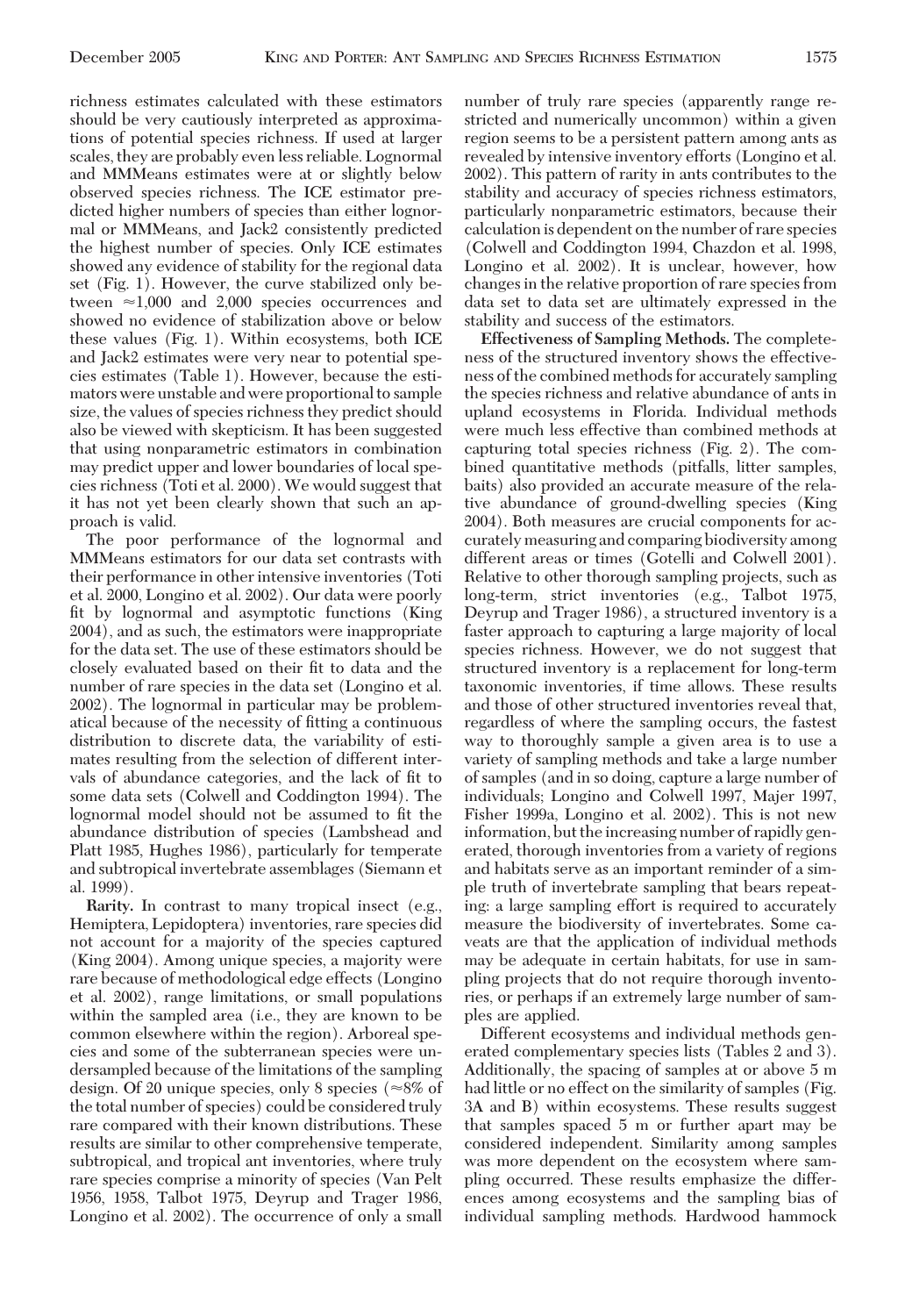richness estimates calculated with these estimators should be very cautiously interpreted as approximations of potential species richness. If used at larger scales, they are probably even less reliable. Lognormal and MMMeans estimates were at or slightly below observed species richness. The ICE estimator predicted higher numbers of species than either lognormal or MMMeans, and Jack2 consistently predicted the highest number of species. Only ICE estimates showed any evidence of stability for the regional data set (Fig. 1). However, the curve stabilized only between ≈1,000 and 2,000 species occurrences and showed no evidence of stabilization above or below these values (Fig. 1). Within ecosystems, both ICE and Jack2 estimates were very near to potential species estimates (Table 1). However, because the estimators were unstable and were proportional to sample size, the values of species richness they predict should also be viewed with skepticism. It has been suggested that using nonparametric estimators in combination may predict upper and lower boundaries of local species richness (Toti et al. 2000). We would suggest that it has not yet been clearly shown that such an approach is valid.

The poor performance of the lognormal and MMMeans estimators for our data set contrasts with their performance in other intensive inventories (Toti et al. 2000, Longino et al. 2002). Our data were poorly fit by lognormal and asymptotic functions (King 2004), and as such, the estimators were inappropriate for the data set. The use of these estimators should be closely evaluated based on their fit to data and the number of rare species in the data set (Longino et al. 2002). The lognormal in particular may be problematical because of the necessity of fitting a continuous distribution to discrete data, the variability of estimates resulting from the selection of different intervals of abundance categories, and the lack of fit to some data sets (Colwell and Coddington 1994). The lognormal model should not be assumed to fit the abundance distribution of species (Lambshead and Platt 1985, Hughes 1986), particularly for temperate and subtropical invertebrate assemblages (Siemann et al. 1999).

**Rarity.** In contrast to many tropical insect (e.g., Hemiptera, Lepidoptera) inventories, rare species did not account for a majority of the species captured (King 2004). Among unique species, a majority were rare because of methodological edge effects (Longino et al. 2002), range limitations, or small populations within the sampled area (i.e., they are known to be common elsewhere within the region). Arboreal species and some of the subterranean species were undersampled because of the limitations of the sampling design. Of 20 unique species, only 8 species (≈8% of the total number of species) could be considered truly rare compared with their known distributions. These results are similar to other comprehensive temperate, subtropical, and tropical ant inventories, where truly rare species comprise a minority of species (Van Pelt 1956, 1958, Talbot 1975, Deyrup and Trager 1986, Longino et al. 2002). The occurrence of only a small number of truly rare species (apparently range restricted and numerically uncommon) within a given region seems to be a persistent pattern among ants as revealed by intensive inventory efforts (Longino et al. 2002). This pattern of rarity in ants contributes to the stability and accuracy of species richness estimators, particularly nonparametric estimators, because their calculation is dependent on the number of rare species (Colwell and Coddington 1994, Chazdon et al. 1998, Longino et al. 2002). It is unclear, however, how changes in the relative proportion of rare species from data set to data set are ultimately expressed in the stability and success of the estimators.

**Effectiveness of Sampling Methods.** The completeness of the structured inventory shows the effectiveness of the combined methods for accurately sampling the species richness and relative abundance of ants in upland ecosystems in Florida. Individual methods were much less effective than combined methods at capturing total species richness (Fig. 2). The combined quantitative methods (pitfalls, litter samples, baits) also provided an accurate measure of the relative abundance of ground-dwelling species (King 2004). Both measures are crucial components for accurately measuring and comparing biodiversity among different areas or times (Gotelli and Colwell 2001). Relative to other thorough sampling projects, such as long-term, strict inventories (e.g., Talbot 1975, Deyrup and Trager 1986), a structured inventory is a faster approach to capturing a large majority of local species richness. However, we do not suggest that structured inventory is a replacement for long-term taxonomic inventories, if time allows. These results and those of other structured inventories reveal that, regardless of where the sampling occurs, the fastest way to thoroughly sample a given area is to use a variety of sampling methods and take a large number of samples (and in so doing, capture a large number of individuals; Longino and Colwell 1997, Majer 1997, Fisher 1999a, Longino et al. 2002). This is not new information, but the increasing number of rapidly generated, thorough inventories from a variety of regions and habitats serve as an important reminder of a simple truth of invertebrate sampling that bears repeating: a large sampling effort is required to accurately measure the biodiversity of invertebrates. Some caveats are that the application of individual methods may be adequate in certain habitats, for use in sampling projects that do not require thorough inventories, or perhaps if an extremely large number of samples are applied.

Different ecosystems and individual methods generated complementary species lists (Tables 2 and 3). Additionally, the spacing of samples at or above 5 m had little or no effect on the similarity of samples (Fig. 3A and B) within ecosystems. These results suggest that samples spaced 5 m or further apart may be considered independent. Similarity among samples was more dependent on the ecosystem where sampling occurred. These results emphasize the differences among ecosystems and the sampling bias of individual sampling methods. Hardwood hammock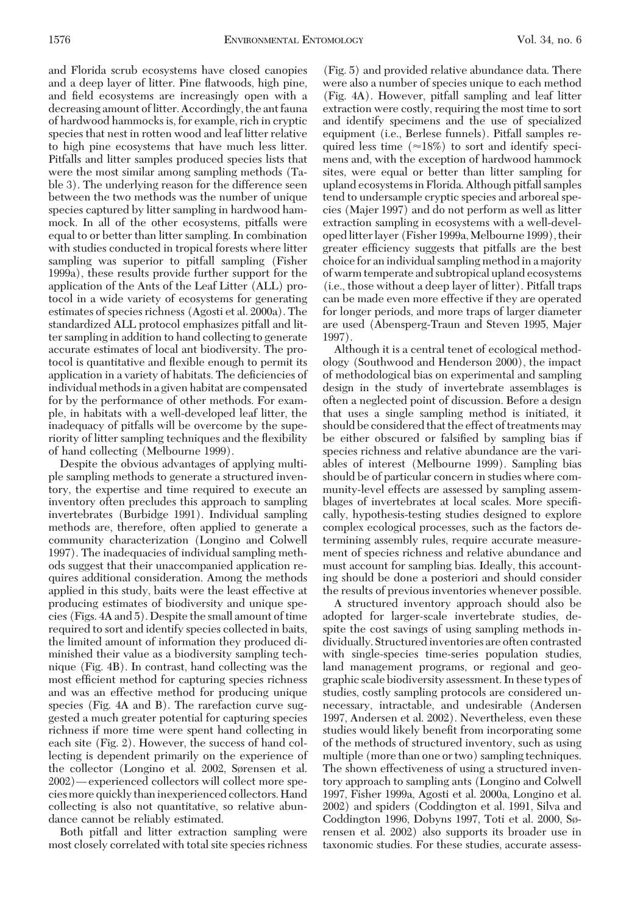and Florida scrub ecosystems have closed canopies and a deep layer of litter. Pine flatwoods, high pine, and field ecosystems are increasingly open with a decreasing amount of litter. Accordingly, the ant fauna of hardwood hammocks is, for example, rich in cryptic species that nest in rotten wood and leaf litter relative to high pine ecosystems that have much less litter. Pitfalls and litter samples produced species lists that were the most similar among sampling methods (Table 3). The underlying reason for the difference seen between the two methods was the number of unique species captured by litter sampling in hardwood hammock. In all of the other ecosystems, pitfalls were equal to or better than litter sampling. In combination with studies conducted in tropical forests where litter sampling was superior to pitfall sampling (Fisher 1999a), these results provide further support for the application of the Ants of the Leaf Litter (ALL) protocol in a wide variety of ecosystems for generating estimates of species richness (Agosti et al. 2000a). The standardized ALL protocol emphasizes pitfall and litter sampling in addition to hand collecting to generate accurate estimates of local ant biodiversity. The protocol is quantitative and flexible enough to permit its application in a variety of habitats. The deficiencies of individual methods in a given habitat are compensated for by the performance of other methods. For example, in habitats with a well-developed leaf litter, the inadequacy of pitfalls will be overcome by the superiority of litter sampling techniques and the flexibility of hand collecting (Melbourne 1999).

Despite the obvious advantages of applying multiple sampling methods to generate a structured inventory, the expertise and time required to execute an inventory often precludes this approach to sampling invertebrates (Burbidge 1991). Individual sampling methods are, therefore, often applied to generate a community characterization (Longino and Colwell 1997). The inadequacies of individual sampling methods suggest that their unaccompanied application requires additional consideration. Among the methods applied in this study, baits were the least effective at producing estimates of biodiversity and unique species (Figs. 4A and 5). Despite the small amount of time required to sort and identify species collected in baits, the limited amount of information they produced diminished their value as a biodiversity sampling technique (Fig. 4B). In contrast, hand collecting was the most efficient method for capturing species richness and was an effective method for producing unique species (Fig. 4A and B). The rarefaction curve suggested a much greater potential for capturing species richness if more time were spent hand collecting in each site (Fig. 2). However, the success of hand collecting is dependent primarily on the experience of the collector (Longino et al. 2002, Sørensen et al. 2002)—experienced collectors will collect more species more quickly than inexperienced collectors. Hand collecting is also not quantitative, so relative abundance cannot be reliably estimated.

Both pitfall and litter extraction sampling were most closely correlated with total site species richness (Fig. 5) and provided relative abundance data. There were also a number of species unique to each method (Fig. 4A). However, pitfall sampling and leaf litter extraction were costly, requiring the most time to sort and identify specimens and the use of specialized equipment (i.e., Berlese funnels). Pitfall samples required less time (≈18%) to sort and identify specimens and, with the exception of hardwood hammock sites, were equal or better than litter sampling for upland ecosystems in Florida. Although pitfall samples tend to undersample cryptic species and arboreal species (Majer 1997) and do not perform as well as litter extraction sampling in ecosystems with a well-developed litter layer (Fisher 1999a, Melbourne 1999), their greater efficiency suggests that pitfalls are the best choice for an individual sampling method in a majority of warm temperate and subtropical upland ecosystems (i.e., those without a deep layer of litter). Pitfall traps can be made even more effective if they are operated for longer periods, and more traps of larger diameter are used (Abensperg-Traun and Steven 1995, Majer 1997).

Although it is a central tenet of ecological methodology (Southwood and Henderson 2000), the impact of methodological bias on experimental and sampling design in the study of invertebrate assemblages is often a neglected point of discussion. Before a design that uses a single sampling method is initiated, it should be considered that the effect of treatments may be either obscured or falsified by sampling bias if species richness and relative abundance are the variables of interest (Melbourne 1999). Sampling bias should be of particular concern in studies where community-level effects are assessed by sampling assemblages of invertebrates at local scales. More specifically, hypothesis-testing studies designed to explore complex ecological processes, such as the factors determining assembly rules, require accurate measurement of species richness and relative abundance and must account for sampling bias. Ideally, this accounting should be done a posteriori and should consider the results of previous inventories whenever possible.

A structured inventory approach should also be adopted for larger-scale invertebrate studies, despite the cost savings of using sampling methods individually. Structured inventories are often contrasted with single-species time-series population studies, land management programs, or regional and geographic scale biodiversity assessment. In these types of studies, costly sampling protocols are considered unnecessary, intractable, and undesirable (Andersen 1997, Andersen et al. 2002). Nevertheless, even these studies would likely benefit from incorporating some of the methods of structured inventory, such as using multiple (more than one or two) sampling techniques. The shown effectiveness of using a structured inventory approach to sampling ants (Longino and Colwell 1997, Fisher 1999a, Agosti et al. 2000a, Longino et al. 2002) and spiders (Coddington et al. 1991, Silva and Coddington 1996, Dobyns 1997, Toti et al. 2000, Sørensen et al. 2002) also supports its broader use in taxonomic studies. For these studies, accurate assess-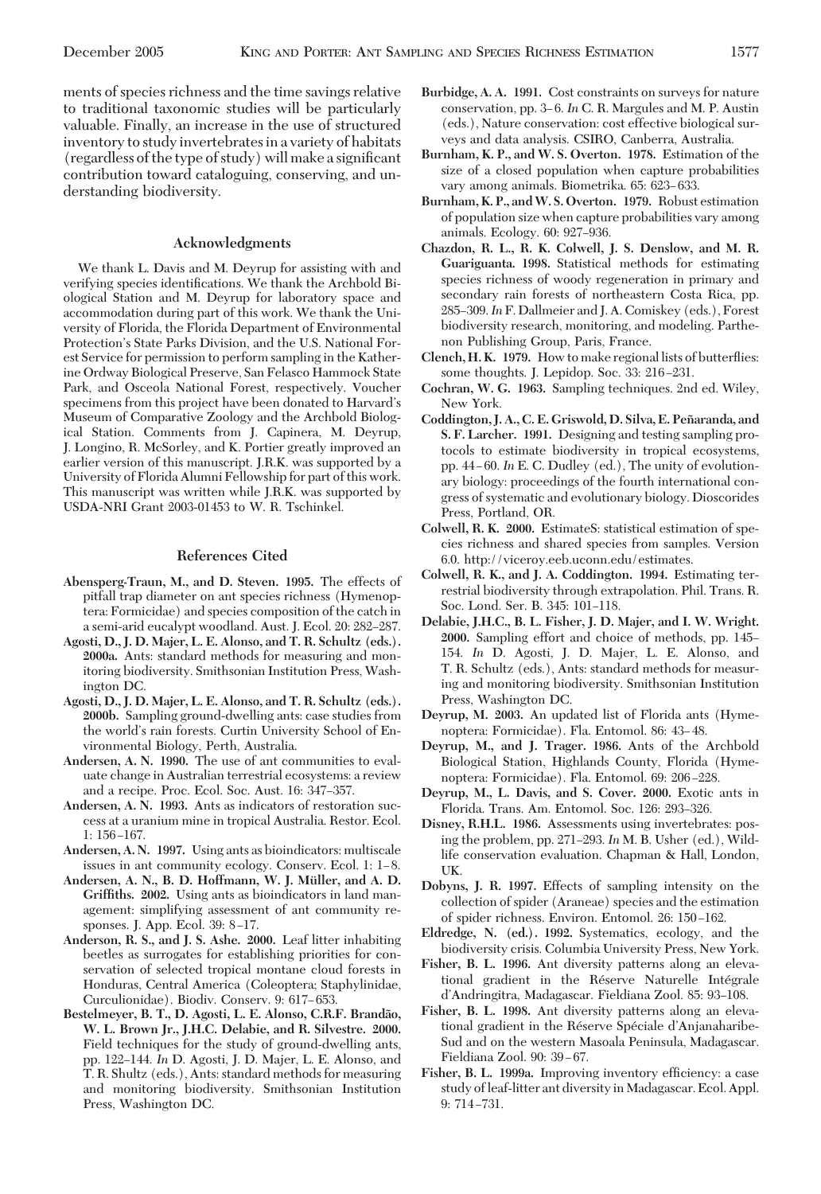ments of species richness and the time savings relative to traditional taxonomic studies will be particularly valuable. Finally, an increase in the use of structured inventory to study invertebrates in a variety of habitats (regardless of the type of study) will make a significant contribution toward cataloguing, conserving, and understanding biodiversity.

## Acknowledgments

We thank L. Davis and M. Deyrup for assisting with and verifying species identifications. We thank the Archbold Biological Station and M. Deyrup for laboratory space and accommodation during part of this work. We thank the University of Florida, the Florida Department of Environmental Protection's State Parks Division, and the U.S. National Forest Service for permission to perform sampling in the Katherine Ordway Biological Preserve, San Felasco Hammock State Park, and Osceola National Forest, respectively. Voucher specimens from this project have been donated to Harvard's Museum of Comparative Zoology and the Archbold Biological Station. Comments from J. Capinera, M. Deyrup, J. Longino, R. McSorley, and K. Portier greatly improved an earlier version of this manuscript. J.R.K. was supported by a University of Florida Alumni Fellowship for part of this work. This manuscript was written while J.R.K. was supported by USDA-NRI Grant 2003-01453 to W. R. Tschinkel.

## References Cited

**Abensperg-Traun, M., and D. Steven. 1995.** The effects of pitfall trap diameter on ant species richness (Hymenoptera: Formicidae) and species composition of the catch in a semi-arid eucalypt woodland. Aust. J. Ecol. 20: 282–287.

**Agosti, D., J. D. Majer, L. E. Alonso, and T. R. Schultz (eds.). 2000a.** Ants: standard methods for measuring and monitoring biodiversity. Smithsonian Institution Press, Washington DC.

**Agosti, D., J. D. Majer, L. E. Alonso, and T. R. Schultz (eds.). 2000b.** Sampling ground-dwelling ants: case studies from the world's rain forests. Curtin University School of Environmental Biology, Perth, Australia.

**Andersen, A. N. 1990.** The use of ant communities to evaluate change in Australian terrestrial ecosystems: a review and a recipe. Proc. Ecol. Soc. Aust. 16: 347–357.

**Andersen, A. N. 1993.** Ants as indicators of restoration success at a uranium mine in tropical Australia. Restor. Ecol. 1: 156–167.

**Andersen, A. N. 1997.** Using ants as bioindicators: multiscale issues in ant community ecology. Conserv. Ecol. 1: 1–8.

**Andersen, A. N., B. D. Hoffmann, W. J. Müller, and A. D. Griffiths. 2002.** Using ants as bioindicators in land management: simplifying assessment of ant community responses. J. App. Ecol. 39: 8–17.

**Anderson, R. S., and J. S. Ashe. 2000.** Leaf litter inhabiting beetles as surrogates for establishing priorities for conservation of selected tropical montane cloud forests in Honduras, Central America (Coleoptera; Staphylinidae, Curculionidae). Biodiv. Conserv. 9: 617–653.

**Bestelmeyer, B. T., D. Agosti, L. E. Alonso, C.R.F. Brandão, W. L. Brown Jr., J.H.C. Delabie, and R. Silvestre. 2000.** Field techniques for the study of ground-dwelling ants, pp. 122–144. *In* D. Agosti, J. D. Majer, L. E. Alonso, and T. R. Shultz (eds.), Ants: standard methods for measuring and monitoring biodiversity. Smithsonian Institution Press, Washington DC.

**Burbidge, A. A. 1991.** Cost constraints on surveys for nature conservation, pp. 3–6. *In* C. R. Margules and M. P. Austin (eds.), Nature conservation: cost effective biological surveys and data analysis. CSIRO, Canberra, Australia.

**Burnham, K. P., and W. S. Overton. 1978.** Estimation of the size of a closed population when capture probabilities vary among animals. Biometrika. 65: 623–633.

**Burnham, K. P., and W. S. Overton. 1979.** Robust estimation of population size when capture probabilities vary among animals. Ecology. 60: 927–936.

**Chazdon, R. L., R. K. Colwell, J. S. Denslow, and M. R. Guariguanta. 1998.** Statistical methods for estimating species richness of woody regeneration in primary and secondary rain forests of northeastern Costa Rica, pp. 285–309. *In* F. Dallmeier and J. A. Comiskey (eds.), Forest biodiversity research, monitoring, and modeling. Parthenon Publishing Group, Paris, France.

**Clench, H. K. 1979.** How to make regional lists of butterflies: some thoughts. J. Lepidop. Soc. 33: 216–231.

**Cochran, W. G. 1963.** Sampling techniques. 2nd ed. Wiley, New York.

**Coddington, J. A., C. E. Griswold, D. Silva, E. Peñaranda, and S. F. Larcher. 1991.** Designing and testing sampling protocols to estimate biodiversity in tropical ecosystems, pp. 44–60. *In* E. C. Dudley (ed.), The unity of evolutionary biology: proceedings of the fourth international congress of systematic and evolutionary biology. Dioscorides Press, Portland, OR.

**Colwell, R. K. 2000.** EstimateS: statistical estimation of species richness and shared species from samples. Version 6.0. http://viceroy.eeb.uconn.edu/estimates.

**Colwell, R. K., and J. A. Coddington. 1994.** Estimating terrestrial biodiversity through extrapolation. Phil. Trans. R. Soc. Lond. Ser. B. 345: 101–118.

**Delabie, J.H.C., B. L. Fisher, J. D. Majer, and I. W. Wright. 2000.** Sampling effort and choice of methods, pp. 145–154. *In* D. Agosti, J. D. Majer, L. E. Alonso, and T. R. Schultz (eds.), Ants: standard methods for measuring and monitoring biodiversity. Smithsonian Institution Press, Washington DC.

**Deyrup, M. 2003.** An updated list of Florida ants (Hymenoptera: Formicidae). Fla. Entomol. 86: 43–48.

**Deyrup, M., and J. Trager. 1986.** Ants of the Archbold Biological Station, Highlands County, Florida (Hymenoptera: Formicidae). Fla. Entomol. 69: 206–228.

**Deyrup, M., L. Davis, and S. Cover. 2000.** Exotic ants in Florida. Trans. Am. Entomol. Soc. 126: 293–326.

**Disney, R.H.L. 1986.** Assessments using invertebrates: posing the problem, pp. 271–293. *In* M. B. Usher (ed.), Wildlife conservation evaluation. Chapman & Hall, London, UK.

**Dobyns, J. R. 1997.** Effects of sampling intensity on the collection of spider (Araneae) species and the estimation of spider richness. Environ. Entomol. 26: 150–162.

**Eldredge, N. (ed.). 1992.** Systematics, ecology, and the biodiversity crisis. Columbia University Press, New York.

**Fisher, B. L. 1996.** Ant diversity patterns along an elevational gradient in the Réserve Naturelle Intégrale d'Andringitra, Madagascar. Fieldiana Zool. 85: 93–108.

**Fisher, B. L. 1998.** Ant diversity patterns along an elevational gradient in the Réserve Spéciale d'Anjanaharibe-Sud and on the western Masoala Peninsula, Madagascar. Fieldiana Zool. 90: 39–67.

**Fisher, B. L. 1999a.** Improving inventory efficiency: a case study of leaf-litter ant diversity in Madagascar. Ecol. Appl. 9: 714–731.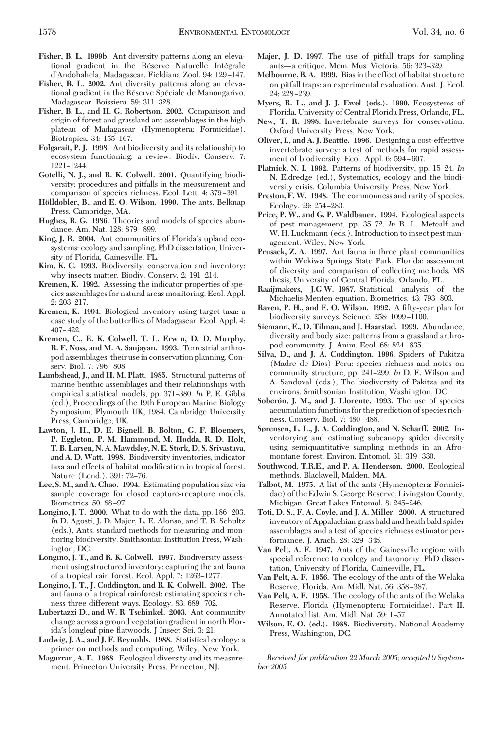**Fisher, B. L. 1999b.** Ant diversity patterns along an elevational gradient in the Réserve Naturelle Intégrale d'Andohahela, Madagascar. Fieldiana Zool. 94: 129–147.

**Fisher, B. L. 2002.** Ant diversity patterns along an elevational gradient in the Réserve Spéciale de Manongarivo, Madagascar. Boissiera. 59: 311–328.

**Fisher, B. L., and H. G. Robertson. 2002.** Comparison and origin of forest and grassland ant assemblages in the high plateau of Madagascar (Hymenoptera: Formicidae). Biotropica. 34: 155–167.

**Folgarait, P. J. 1998.** Ant biodiversity and its relationship to ecosystem functioning: a review. Biodiv. Conserv. 7: 1221–1244.

**Gotelli, N. J., and R. K. Colwell. 2001.** Quantifying biodiversity: procedures and pitfalls in the measurement and comparison of species richness. Ecol. Lett. 4: 379–391.

**Hölldobler, B., and E. O. Wilson. 1990.** The ants. Belknap Press, Cambridge, MA.

**Hughes, R. G. 1986.** Theories and models of species abundance. Am. Nat. 128: 879–899.

**King, J. R. 2004.** Ant communities of Florida's upland ecosystems: ecology and sampling. PhD dissertation, University of Florida, Gainesville, FL.

**Kim, K. C. 1993.** Biodiversity, conservation and inventory: why insects matter. Biodiv. Conserv. 2: 191–214.

**Kremen, K. 1992.** Assessing the indicator properties of species assemblages for natural areas monitoring. Ecol. Appl. 2: 203–217.

**Kremen, K. 1994.** Biological inventory using target taxa: a case study of the butterflies of Madagascar. Ecol. Appl. 4: 407–422.

**Kremen, C., R. K. Colwell, T. L. Erwin, D. D. Murphy, R. F. Noss, and M. A. Sanjayan. 1993.** Terrestrial arthropod assemblages: their use in conservation planning. Conserv. Biol. 7: 796–808.

**Lambshead, J., and H. M. Platt. 1985.** Structural patterns of marine benthic assemblages and their relationships with empirical statistical models, pp. 371–380. *In* P. E. Gibbs (ed.), Proceedings of the 19th European Marine Biology Symposium, Plymouth UK, 1984. Cambridge University Press, Cambridge, UK.

**Lawton, J. H., D. E. Bignell, B. Bolton, G. F. Bloemers, P. Eggleton, P. M. Hammond, M. Hodda, R. D. Holt, T. B. Larsen, N. A. Mawdsley, N. E. Stork, D. S. Srivastava, and A. D. Watt. 1998.** Biodiversity inventories, indicator taxa and effects of habitat modification in tropical forest. Nature (Lond.). 391: 72–76.

**Lee, S. M., and A. Chao. 1994.** Estimating population size via sample coverage for closed capture-recapture models. Biometrics. 50: 88–97.

**Longino, J. T. 2000.** What to do with the data, pp. 186–203. *In* D. Agosti, J. D. Majer, L. E. Alonso, and T. R. Schultz (eds.), Ants: standard methods for measuring and monitoring biodiversity. Smithsonian Institution Press, Washington, DC.

**Longino, J. T., and R. K. Colwell. 1997.** Biodiversity assessment using structured inventory: capturing the ant fauna of a tropical rain forest. Ecol. Appl. 7: 1263–1277.

**Longino, J. T., J. Coddington, and R. K. Colwell. 2002.** The ant fauna of a tropical rainforest: estimating species richness three different ways. Ecology. 83: 689–702.

**Lubertazzi D., and W. R. Tschinkel. 2003.** Ant community change across a ground vegetation gradient in north Florida's longleaf pine flatwoods. J Insect Sci. 3: 21.

**Ludwig, J. A., and J. F. Reynolds. 1988.** Statistical ecology: a primer on methods and computing. Wiley, New York.

**Magurran, A. E. 1988.** Ecological diversity and its measurement. Princeton University Press, Princeton, NJ.

**Majer, J. D. 1997.** The use of pitfall traps for sampling ants—a critique. Mem. Mus. Victoria. 56: 323–329.

**Melbourne, B. A. 1999.** Bias in the effect of habitat structure on pitfall traps: an experimental evaluation. Aust. J. Ecol. 24: 228–239.

**Myers, R. L., and J. J. Ewel (eds.). 1990.** Ecosystems of Florida. University of Central Florida Press, Orlando, FL.

**New, T. R. 1998.** Invertebrate surveys for conservation. Oxford University Press, New York.

**Oliver, I., and A. J. Beattie. 1996.** Designing a cost-effective invertebrate survey: a test of methods for rapid assessment of biodiversity. Ecol. Appl. 6: 594–607.

**Platnick, N. I. 1992.** Patterns of biodiversity, pp. 15–24. *In* N. Eldredge (ed.), Systematics, ecology and the biodiversity crisis. Columbia University Press, New York.

**Preston, F. W. 1948.** The commonness and rarity of species. Ecology. 29: 254–283.

**Price, P. W., and G. P. Waldbauer. 1994.** Ecological aspects of pest management, pp. 35–72. *In* R. L. Metcalf and W. H. Luckmann (eds.), Introduction to insect pest management. Wiley, New York.

**Prusack, Z. A. 1997.** Ant fauna in three plant communities within Wekiwa Springs State Park, Florida: assessment of diversity and comparison of collecting methods. MS thesis, University of Central Florida, Orlando, FL.

**Raaijmakers, J.G.W. 1987.** Statistical analysis of the Michaelis-Menten equation. Biometrics. 43: 793–803.

**Raven, P. H., and E. O. Wilson. 1992.** A fifty-year plan for biodiversity surveys. Science. 258: 1099–1100.

**Siemann, E., D. Tilman, and J. Haarstad. 1999.** Abundance, diversity and body size: patterns from a grassland arthropod community. J. Anim. Ecol. 68: 824–835.

**Silva, D., and J. A. Coddington. 1996.** Spiders of Pakitza (Madre de Dios) Peru: species richness and notes on community structure, pp. 241–299. *In* D. E. Wilson and A. Sandoval (eds.), The biodiversity of Pakitza and its environs. Smithsonian Institution, Washington, DC.

**Soberón, J. M., and J. Llorente. 1993.** The use of species accumulation functions for the prediction of species richness. Conserv. Biol. 7: 480–488.

**Sørensen, L. L., J. A. Coddington, and N. Scharff. 2002.** Inventorying and estimating subcanopy spider diversity using semiquantitative sampling methods in an Afromontane forest. Environ. Entomol. 31: 319–330.

**Southwood, T.R.E., and P. A. Henderson. 2000.** Ecological methods. Blackwell, Malden, MA.

**Talbot, M. 1975.** A list of the ants (Hymenoptera: Formicidae) of the Edwin S. George Reserve, Livingston County, Michigan. Great Lakes Entomol. 8: 245–246.

**Toti, D. S., F. A. Coyle, and J. A. Miller. 2000.** A structured inventory of Appalachian grass bald and heath bald spider assemblages and a test of species richness estimator performance. J. Arach. 28: 329–345.

**Van Pelt, A. F. 1947.** Ants of the Gainesville region: with special reference to ecology and taxonomy. PhD dissertation, University of Florida, Gainesville, FL.

**Van Pelt, A. F. 1956.** The ecology of the ants of the Welaka Reserve, Florida. Am. Midl. Nat. 56: 358–387.

**Van Pelt, A. F. 1958.** The ecology of the ants of the Welaka Reserve, Florida (Hymenoptera: Formicidae). Part II. Annotated list. Am. Midl. Nat. 59: 1–57.

**Wilson, E. O. (ed.). 1988.** Biodiversity. National Academy Press, Washington, DC.

*Received for publication 22 March 2005; accepted 9 September 2005.*